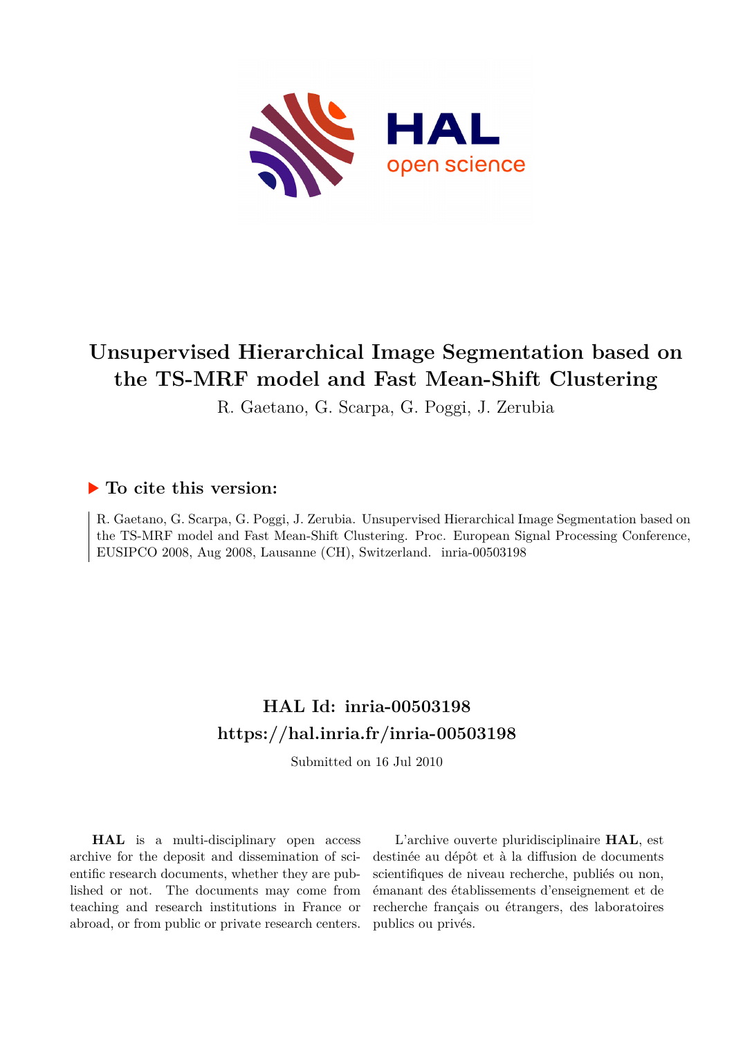# Unsupervised Hierarchical Image Segmentation based on the TS-MRF model and Fast Mean-Shift Clustering

R. Gaetano, G. Scarpa, G. Poggi, J. Zerubia

## To cite this version:

R. Gaetano, G. Scarpa, G. Poggi, J. Zerubia. Unsupervised Hierarchical Image Segmentation based on the TS-MRF model and Fast Mean-Shift Clustering. Proc. European Signal Processing Conference, EUSIPCO 2008, Aug 2008, Lausanne (CH), Switzerland. inria-00503198

## HAL Id: inria-00503198
## https://hal.inria.fr/inria-00503198

Submitted on 16 Jul 2010

**HAL** is a multi-disciplinary open access archive for the deposit and dissemination of scientific research documents, whether they are published or not. The documents may come from teaching and research institutions in France or abroad, or from public or private research centers.

L'archive ouverte pluridisciplinaire **HAL**, est destinée au dépôt et à la diffusion de documents scientifiques de niveau recherche, publiés ou non, émanant des établissements d'enseignement et de recherche français ou étrangers, des laboratoires publics ou privés.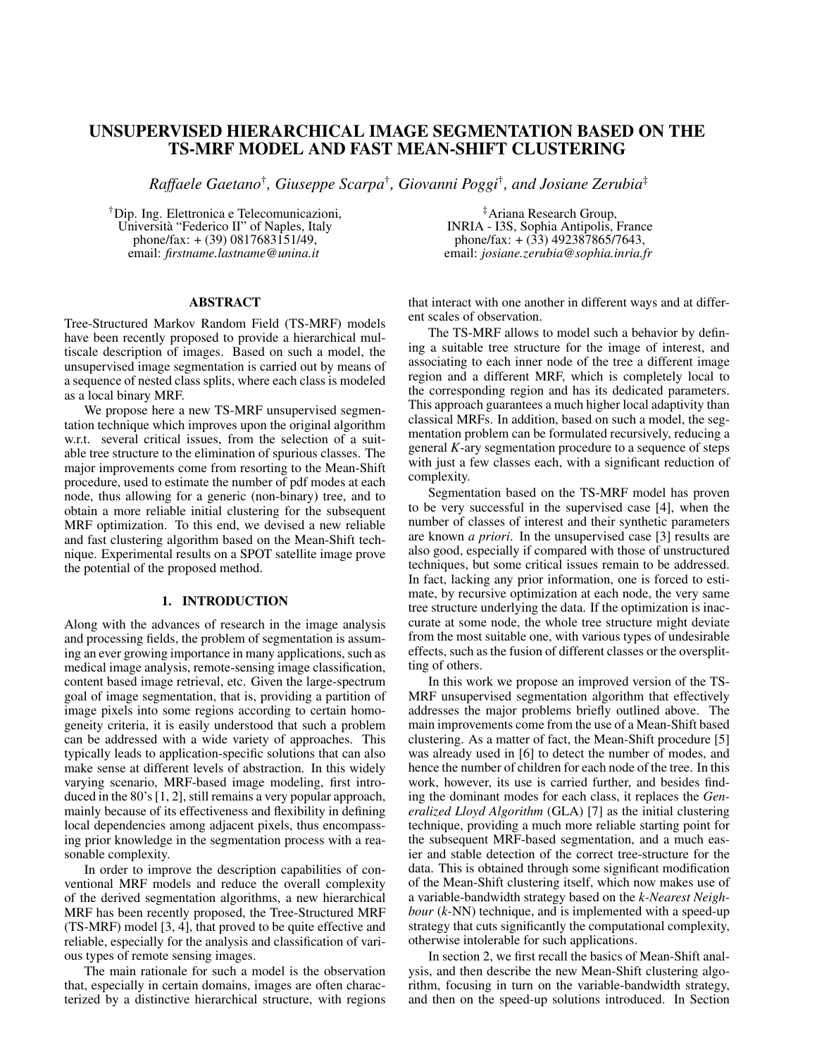# UNSUPERVISED HIERARCHICAL IMAGE SEGMENTATION BASED ON THE TS-MRF MODEL AND FAST MEAN-SHIFT CLUSTERING

*Raffaele Gaetano*[†], *Giuseppe Scarpa*[†], *Giovanni Poggi*[†], *and Josiane Zerubia*[‡]

[†]Dip. Ing. Elettronica e Telecomunicazioni, Università "Federico II" of Naples, Italy
phone/fax: + (39) 0817683151/49,
email: *firstname.lastname@unina.it*

[‡]Ariana Research Group, INRIA - I3S, Sophia Antipolis, France
phone/fax: + (33) 492387865/7643,
email: *josiane.zerubia@sophia.inria.fr*

## ABSTRACT

Tree-Structured Markov Random Field (TS-MRF) models have been recently proposed to provide a hierarchical multiscale description of images. Based on such a model, the unsupervised image segmentation is carried out by means of a sequence of nested class splits, where each class is modeled as a local binary MRF.

We propose here a new TS-MRF unsupervised segmentation technique which improves upon the original algorithm w.r.t. several critical issues, from the selection of a suitable tree structure to the elimination of spurious classes. The major improvements come from resorting to the Mean-Shift procedure, used to estimate the number of pdf modes at each node, thus allowing for a generic (non-binary) tree, and to obtain a more reliable initial clustering for the subsequent MRF optimization. To this end, we devised a new reliable and fast clustering algorithm based on the Mean-Shift technique. Experimental results on a SPOT satellite image prove the potential of the proposed method.

## 1. INTRODUCTION

Along with the advances of research in the image analysis and processing fields, the problem of segmentation is assuming an ever growing importance in many applications, such as medical image analysis, remote-sensing image classification, content based image retrieval, etc. Given the large-spectrum goal of image segmentation, that is, providing a partition of image pixels into some regions according to certain homogeneity criteria, it is easily understood that such a problem can be addressed with a wide variety of approaches. This typically leads to application-specific solutions that can also make sense at different levels of abstraction. In this widely varying scenario, MRF-based image modeling, first introduced in the 80's [1, 2], still remains a very popular approach, mainly because of its effectiveness and flexibility in defining local dependencies among adjacent pixels, thus encompassing prior knowledge in the segmentation process with a reasonable complexity.

In order to improve the description capabilities of conventional MRF models and reduce the overall complexity of the derived segmentation algorithms, a new hierarchical MRF has been recently proposed, the Tree-Structured MRF (TS-MRF) model [3, 4], that proved to be quite effective and reliable, especially for the analysis and classification of various types of remote sensing images.

The main rationale for such a model is the observation that, especially in certain domains, images are often characterized by a distinctive hierarchical structure, with regions that interact with one another in different ways and at different scales of observation.

The TS-MRF allows to model such a behavior by defining a suitable tree structure for the image of interest, and associating to each inner node of the tree a different image region and a different MRF, which is completely local to the corresponding region and has its dedicated parameters. This approach guarantees a much higher local adaptivity than classical MRFs. In addition, based on such a model, the segmentation problem can be formulated recursively, reducing a general *K*-ary segmentation procedure to a sequence of steps with just a few classes each, with a significant reduction of complexity.

Segmentation based on the TS-MRF model has proven to be very successful in the supervised case [4], when the number of classes of interest and their synthetic parameters are known *a priori*. In the unsupervised case [3] results are also good, especially if compared with those of unstructured techniques, but some critical issues remain to be addressed. In fact, lacking any prior information, one is forced to estimate, by recursive optimization at each node, the very same tree structure underlying the data. If the optimization is inaccurate at some node, the whole tree structure might deviate from the most suitable one, with various types of undesirable effects, such as the fusion of different classes or the oversplitting of others.

In this work we propose an improved version of the TS-MRF unsupervised segmentation algorithm that effectively addresses the major problems briefly outlined above. The main improvements come from the use of a Mean-Shift based clustering. As a matter of fact, the Mean-Shift procedure [5] was already used in [6] to detect the number of modes, and hence the number of children for each node of the tree. In this work, however, its use is carried further, and besides finding the dominant modes for each class, it replaces the *Generalized Lloyd Algorithm* (GLA) [7] as the initial clustering technique, providing a much more reliable starting point for the subsequent MRF-based segmentation, and a much easier and stable detection of the correct tree-structure for the data. This is obtained through some significant modification of the Mean-Shift clustering itself, which now makes use of a variable-bandwidth strategy based on the *k-Nearest Neighbour* (*k*-NN) technique, and is implemented with a speed-up strategy that cuts significantly the computational complexity, otherwise intolerable for such applications.

In section 2, we first recall the basics of Mean-Shift analysis, and then describe the new Mean-Shift clustering algorithm, focusing in turn on the variable-bandwidth strategy, and then on the speed-up solutions introduced. In Section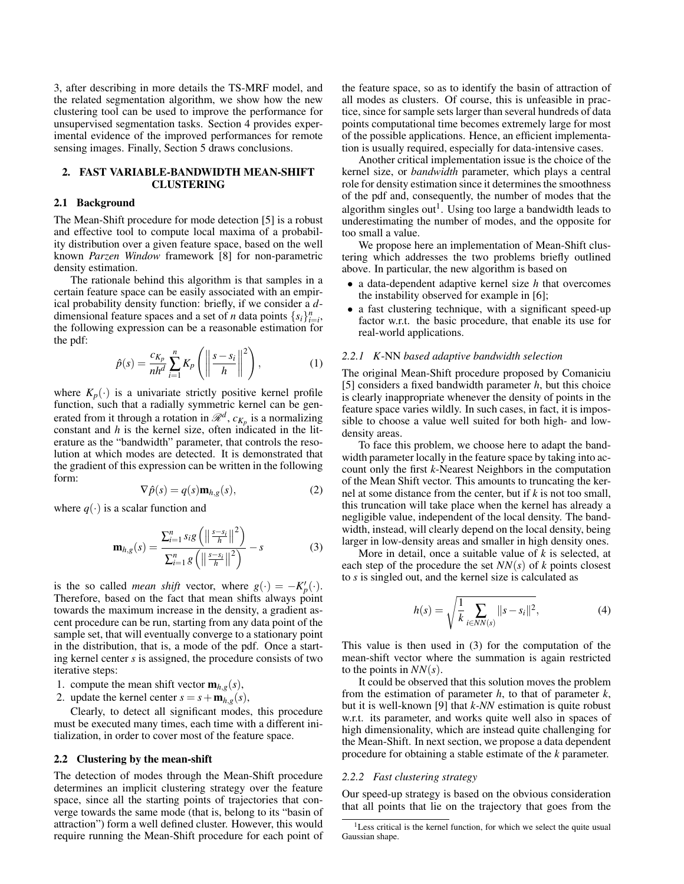3, after describing in more details the TS-MRF model, and the related segmentation algorithm, we show how the new clustering tool can be used to improve the performance for unsupervised segmentation tasks. Section 4 provides experimental evidence of the improved performances for remote sensing images. Finally, Section 5 draws conclusions.

## 2. FAST VARIABLE-BANDWIDTH MEAN-SHIFT CLUSTERING

### 2.1 Background

The Mean-Shift procedure for mode detection [5] is a robust and effective tool to compute local maxima of a probability distribution over a given feature space, based on the well known *Parzen Window* framework [8] for non-parametric density estimation.

The rationale behind this algorithm is that samples in a certain feature space can be easily associated with an empirical probability density function: briefly, if we consider a $d$-dimensional feature spaces and a set of $n$ data points $\{s_i\}_{i=i}^{n}$, the following expression can be a reasonable estimation for the pdf:

$$\hat{p}(s) = \frac{c_{K_p}}{nh^d} \sum_{i=1}^{n} K_p\left(\left\|\frac{s-s_i}{h}\right\|^2\right), \tag{1}$$

where $K_p(\cdot)$ is a univariate strictly positive kernel profile function, such that a radially symmetric kernel can be generated from it through a rotation in $\mathscr{R}^d$, $c_{K_p}$ is a normalizing constant and $h$ is the kernel size, often indicated in the literature as the "bandwidth" parameter, that controls the resolution at which modes are detected. It is demonstrated that the gradient of this expression can be written in the following form:

$$\nabla\hat{p}(s) = q(s)\mathbf{m}_{h,g}(s), \tag{2}$$

where $q(\cdot)$ is a scalar function and

$$\mathbf{m}_{h,g}(s) = \frac{\sum_{i=1}^{n} s_i g\left(\left\|\frac{s-s_i}{h}\right\|^2\right)}{\sum_{i=1}^{n} g\left(\left\|\frac{s-s_i}{h}\right\|^2\right)} - s \tag{3}$$

is the so called *mean shift* vector, where $g(\cdot) = -K_p'(\cdot)$. Therefore, based on the fact that mean shifts always point towards the maximum increase in the density, a gradient ascent procedure can be run, starting from any data point of the sample set, that will eventually converge to a stationary point in the distribution, that is, a mode of the pdf. Once a starting kernel center $s$ is assigned, the procedure consists of two iterative steps:

1. compute the mean shift vector $\mathbf{m}_{h,g}(s)$,
2. update the kernel center $s = s + \mathbf{m}_{h,g}(s)$,

Clearly, to detect all significant modes, this procedure must be executed many times, each time with a different initialization, in order to cover most of the feature space.

### 2.2 Clustering by the mean-shift

The detection of modes through the Mean-Shift procedure determines an implicit clustering strategy over the feature space, since all the starting points of trajectories that converge towards the same mode (that is, belong to its "basin of attraction") form a well defined cluster. However, this would require running the Mean-Shift procedure for each point of the feature space, so as to identify the basin of attraction of all modes as clusters. Of course, this is unfeasible in practice, since for sample sets larger than several hundreds of data points computational time becomes extremely large for most of the possible applications. Hence, an efficient implementation is usually required, especially for data-intensive cases.

Another critical implementation issue is the choice of the kernel size, or *bandwidth* parameter, which plays a central role for density estimation since it determines the smoothness of the pdf and, consequently, the number of modes that the algorithm singles out[1]. Using too large a bandwidth leads to underestimating the number of modes, and the opposite for too small a value.

We propose here an implementation of Mean-Shift clustering which addresses the two problems briefly outlined above. In particular, the new algorithm is based on

- a data-dependent adaptive kernel size $h$ that overcomes the instability observed for example in [6];
- a fast clustering technique, with a significant speed-up factor w.r.t. the basic procedure, that enable its use for real-world applications.

#### 2.2.1 *K*-NN *based adaptive bandwidth selection*

The original Mean-Shift procedure proposed by Comaniciu [5] considers a fixed bandwidth parameter $h$, but this choice is clearly inappropriate whenever the density of points in the feature space varies wildly. In such cases, in fact, it is impossible to choose a value well suited for both high- and low-density areas.

To face this problem, we choose here to adapt the bandwidth parameter locally in the feature space by taking into account only the first $k$-Nearest Neighbors in the computation of the Mean Shift vector. This amounts to truncating the kernel at some distance from the center, but if $k$ is not too small, this truncation will take place when the kernel has already a negligible value, independent of the local density. The bandwidth, instead, will clearly depend on the local density, being larger in low-density areas and smaller in high density ones.

More in detail, once a suitable value of $k$ is selected, at each step of the procedure the set $NN(s)$ of $k$ points closest to $s$ is singled out, and the kernel size is calculated as

$$h(s) = \sqrt{\frac{1}{k} \sum_{i \in NN(s)} \|s - s_i\|^2}, \tag{4}$$

This value is then used in (3) for the computation of the mean-shift vector where the summation is again restricted to the points in $NN(s)$.

It could be observed that this solution moves the problem from the estimation of parameter $h$, to that of parameter $k$, but it is well-known [9] that *k-NN* estimation is quite robust w.r.t. its parameter, and works quite well also in spaces of high dimensionality, which are instead quite challenging for the Mean-Shift. In next section, we propose a data dependent procedure for obtaining a stable estimate of the $k$ parameter.

#### 2.2.2 *Fast clustering strategy*

Our speed-up strategy is based on the obvious consideration that all points that lie on the trajectory that goes from the

[1] Less critical is the kernel function, for which we select the quite usual Gaussian shape.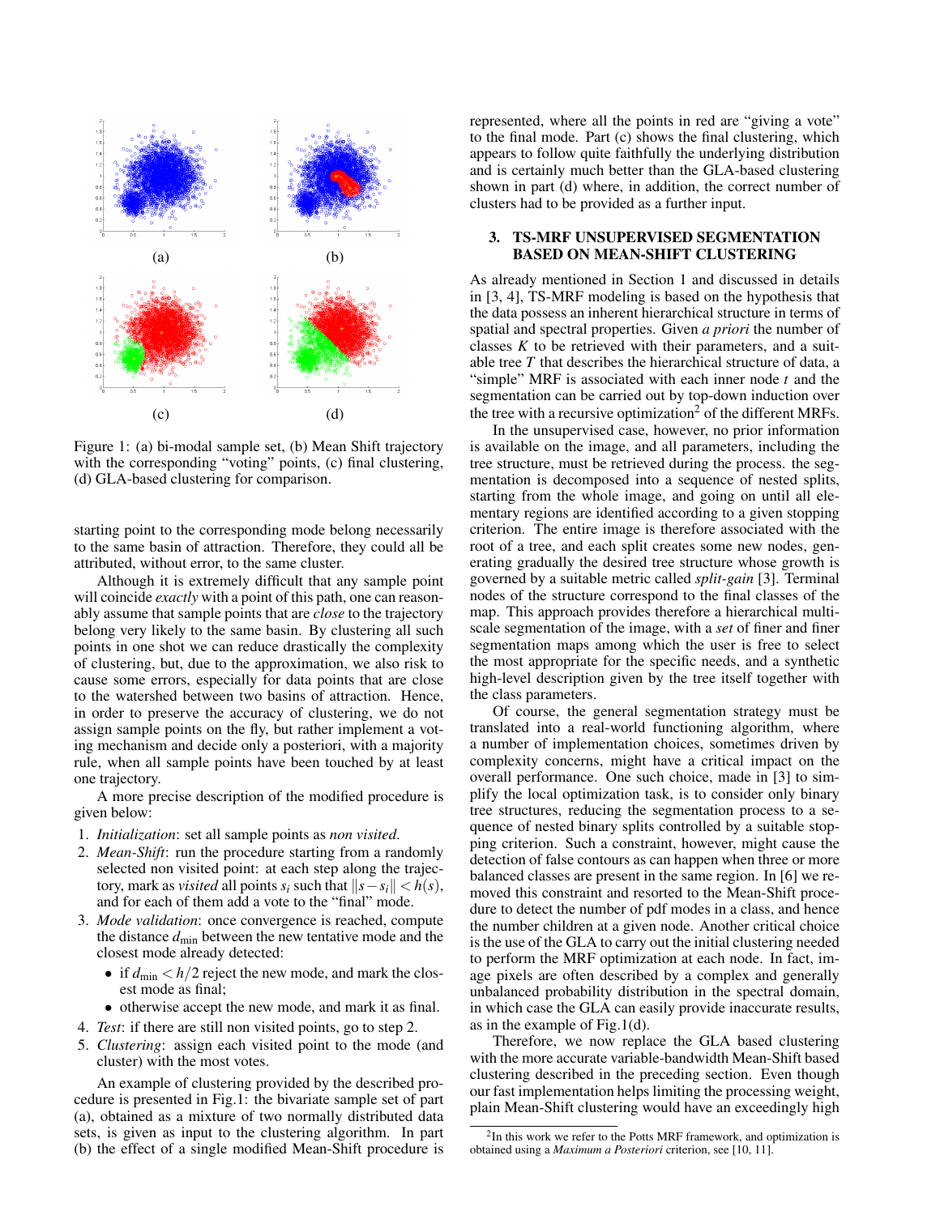(a) (b)

(c) (d)

Figure 1: (a) bi-modal sample set, (b) Mean Shift trajectory with the corresponding "voting" points, (c) final clustering, (d) GLA-based clustering for comparison.

starting point to the corresponding mode belong necessarily to the same basin of attraction. Therefore, they could all be attributed, without error, to the same cluster.

Although it is extremely difficult that any sample point will coincide *exactly* with a point of this path, one can reasonably assume that sample points that are *close* to the trajectory belong very likely to the same basin. By clustering all such points in one shot we can reduce drastically the complexity of clustering, but, due to the approximation, we also risk to cause some errors, especially for data points that are close to the watershed between two basins of attraction. Hence, in order to preserve the accuracy of clustering, we do not assign sample points on the fly, but rather implement a voting mechanism and decide only a posteriori, with a majority rule, when all sample points have been touched by at least one trajectory.

A more precise description of the modified procedure is given below:

1. *Initialization*: set all sample points as *non visited*.
2. *Mean-Shift*: run the procedure starting from a randomly selected non visited point: at each step along the trajectory, mark as *visited* all points $s_i$ such that $\|s - s_i\| < h(s)$, and for each of them add a vote to the "final" mode.
3. *Mode validation*: once convergence is reached, compute the distance $d_{\min}$ between the new tentative mode and the closest mode already detected:
   - if $d_{\min} < h/2$ reject the new mode, and mark the closest mode as final;
   - otherwise accept the new mode, and mark it as final.
4. *Test*: if there are still non visited points, go to step 2.
5. *Clustering*: assign each visited point to the mode (and cluster) with the most votes.

An example of clustering provided by the described procedure is presented in Fig.1: the bivariate sample set of part (a), obtained as a mixture of two normally distributed data sets, is given as input to the clustering algorithm. In part (b) the effect of a single modified Mean-Shift procedure is represented, where all the points in red are "giving a vote" to the final mode. Part (c) shows the final clustering, which appears to follow quite faithfully the underlying distribution and is certainly much better than the GLA-based clustering shown in part (d) where, in addition, the correct number of clusters had to be provided as a further input.

## 3. TS-MRF UNSUPERVISED SEGMENTATION BASED ON MEAN-SHIFT CLUSTERING

As already mentioned in Section 1 and discussed in details in [3, 4], TS-MRF modeling is based on the hypothesis that the data possess an inherent hierarchical structure in terms of spatial and spectral properties. Given *a priori* the number of classes $K$ to be retrieved with their parameters, and a suitable tree $T$ that describes the hierarchical structure of data, a "simple" MRF is associated with each inner node $t$ and the segmentation can be carried out by top-down induction over the tree with a recursive optimization[2] of the different MRFs.

In the unsupervised case, however, no prior information is available on the image, and all parameters, including the tree structure, must be retrieved during the process. the segmentation is decomposed into a sequence of nested splits, starting from the whole image, and going on until all elementary regions are identified according to a given stopping criterion. The entire image is therefore associated with the root of a tree, and each split creates some new nodes, generating gradually the desired tree structure whose growth is governed by a suitable metric called *split-gain* [3]. Terminal nodes of the structure correspond to the final classes of the map. This approach provides therefore a hierarchical multi-scale segmentation of the image, with a *set* of finer and finer segmentation maps among which the user is free to select the most appropriate for the specific needs, and a synthetic high-level description given by the tree itself together with the class parameters.

Of course, the general segmentation strategy must be translated into a real-world functioning algorithm, where a number of implementation choices, sometimes driven by complexity concerns, might have a critical impact on the overall performance. One such choice, made in [3] to simplify the local optimization task, is to consider only binary tree structures, reducing the segmentation process to a sequence of nested binary splits controlled by a suitable stopping criterion. Such a constraint, however, might cause the detection of false contours as can happen when three or more balanced classes are present in the same region. In [6] we removed this constraint and resorted to the Mean-Shift procedure to detect the number of pdf modes in a class, and hence the number children at a given node. Another critical choice is the use of the GLA to carry out the initial clustering needed to perform the MRF optimization at each node. In fact, image pixels are often described by a complex and generally unbalanced probability distribution in the spectral domain, in which case the GLA can easily provide inaccurate results, as in the example of Fig.1(d).

Therefore, we now replace the GLA based clustering with the more accurate variable-bandwidth Mean-Shift based clustering described in the preceding section. Even though our fast implementation helps limiting the processing weight, plain Mean-Shift clustering would have an exceedingly high

[2] In this work we refer to the Potts MRF framework, and optimization is obtained using a *Maximum a Posteriori* criterion, see [10, 11].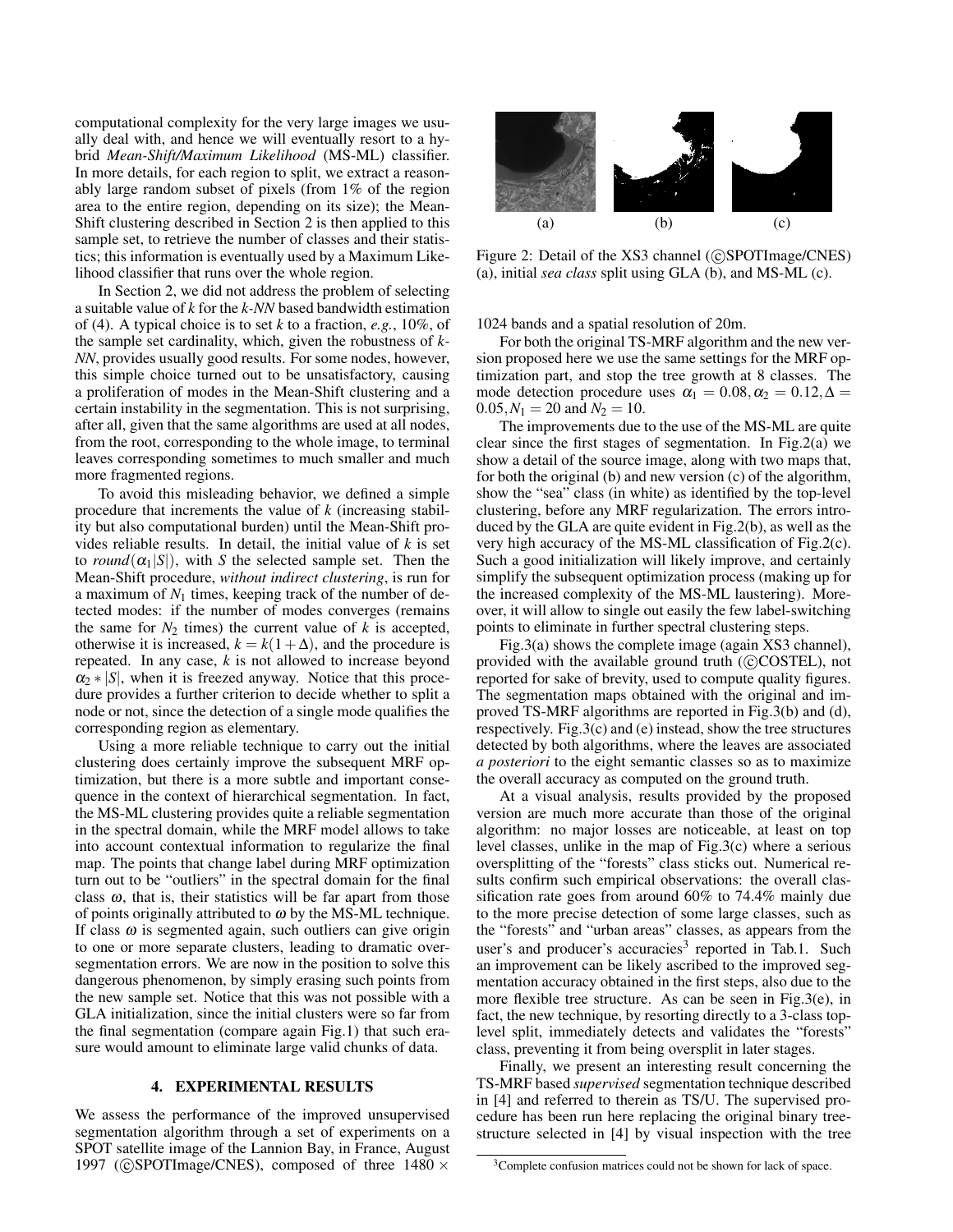computational complexity for the very large images we usually deal with, and hence we will eventually resort to a hybrid *Mean-Shift/Maximum Likelihood* (MS-ML) classifier. In more details, for each region to split, we extract a reasonably large random subset of pixels (from 1% of the region area to the entire region, depending on its size); the Mean-Shift clustering described in Section 2 is then applied to this sample set, to retrieve the number of classes and their statistics; this information is eventually used by a Maximum Likelihood classifier that runs over the whole region.

In Section 2, we did not address the problem of selecting a suitable value of $k$ for the *k-NN* based bandwidth estimation of (4). A typical choice is to set $k$ to a fraction, *e.g.*, 10%, of the sample set cardinality, which, given the robustness of *k-NN*, provides usually good results. For some nodes, however, this simple choice turned out to be unsatisfactory, causing a proliferation of modes in the Mean-Shift clustering and a certain instability in the segmentation. This is not surprising, after all, given that the same algorithms are used at all nodes, from the root, corresponding to the whole image, to terminal leaves corresponding sometimes to much smaller and much more fragmented regions.

To avoid this misleading behavior, we defined a simple procedure that increments the value of $k$ (increasing stability but also computational burden) until the Mean-Shift provides reliable results. In detail, the initial value of $k$ is set to $round(\alpha_1|S|)$, with $S$ the selected sample set. Then the Mean-Shift procedure, *without indirect clustering*, is run for a maximum of $N_1$ times, keeping track of the number of detected modes: if the number of modes converges (remains the same for $N_2$ times) the current value of $k$ is accepted, otherwise it is increased, $k = k(1+\Delta)$, and the procedure is repeated. In any case, $k$ is not allowed to increase beyond $\alpha_2 * |S|$, when it is freezed anyway. Notice that this procedure provides a further criterion to decide whether to split a node or not, since the detection of a single mode qualifies the corresponding region as elementary.

Using a more reliable technique to carry out the initial clustering does certainly improve the subsequent MRF optimization, but there is a more subtle and important consequence in the context of hierarchical segmentation. In fact, the MS-ML clustering provides quite a reliable segmentation in the spectral domain, while the MRF model allows to take into account contextual information to regularize the final map. The points that change label during MRF optimization turn out to be "outliers" in the spectral domain for the final class $\omega$, that is, their statistics will be far apart from those of points originally attributed to $\omega$ by the MS-ML technique. If class $\omega$ is segmented again, such outliers can give origin to one or more separate clusters, leading to dramatic oversegmentation errors. We are now in the position to solve this dangerous phenomenon, by simply erasing such points from the new sample set. Notice that this was not possible with a GLA initialization, since the initial clusters were so far from the final segmentation (compare again Fig.1) that such erasure would amount to eliminate large valid chunks of data.

## 4. EXPERIMENTAL RESULTS

We assess the performance of the improved unsupervised segmentation algorithm through a set of experiments on a SPOT satellite image of the Lannion Bay, in France, August 1997 (©SPOTImage/CNES), composed of three 1480 × 1024 bands and a spatial resolution of 20m.

Figure 2: Detail of the XS3 channel (©SPOTImage/CNES) (a), initial *sea class* split using GLA (b), and MS-ML (c).

For both the original TS-MRF algorithm and the new version proposed here we use the same settings for the MRF optimization part, and stop the tree growth at 8 classes. The mode detection procedure uses $\alpha_1 = 0.08, \alpha_2 = 0.12, \Delta = 0.05, N_1 = 20$ and $N_2 = 10$.

The improvements due to the use of the MS-ML are quite clear since the first stages of segmentation. In Fig.2(a) we show a detail of the source image, along with two maps that, for both the original (b) and new version (c) of the algorithm, show the "sea" class (in white) as identified by the top-level clustering, before any MRF regularization. The errors introduced by the GLA are quite evident in Fig.2(b), as well as the very high accuracy of the MS-ML classification of Fig.2(c). Such a good initialization will likely improve, and certainly simplify the subsequent optimization process (making up for the increased complexity of the MS-ML laustering). Moreover, it will allow to single out easily the few label-switching points to eliminate in further spectral clustering steps.

Fig.3(a) shows the complete image (again XS3 channel), provided with the available ground truth (©COSTEL), not reported for sake of brevity, used to compute quality figures. The segmentation maps obtained with the original and improved TS-MRF algorithms are reported in Fig.3(b) and (d), respectively. Fig.3(c) and (e) instead, show the tree structures detected by both algorithms, where the leaves are associated *a posteriori* to the eight semantic classes so as to maximize the overall accuracy as computed on the ground truth.

At a visual analysis, results provided by the proposed version are much more accurate than those of the original algorithm: no major losses are noticeable, at least on top level classes, unlike in the map of Fig.3(c) where a serious oversplitting of the "forests" class sticks out. Numerical results confirm such empirical observations: the overall classification rate goes from around 60% to 74.4% mainly due to the more precise detection of some large classes, such as the "forests" and "urban areas" classes, as appears from the user's and producer's accuracies[3] reported in Tab.1. Such an improvement can be likely ascribed to the improved segmentation accuracy obtained in the first steps, also due to the more flexible tree structure. As can be seen in Fig.3(e), in fact, the new technique, by resorting directly to a 3-class top-level split, immediately detects and validates the "forests" class, preventing it from being oversplit in later stages.

Finally, we present an interesting result concerning the TS-MRF based *supervised* segmentation technique described in [4] and referred to therein as TS/U. The supervised procedure has been run here replacing the original binary tree-structure selected in [4] by visual inspection with the tree

[3] Complete confusion matrices could not be shown for lack of space.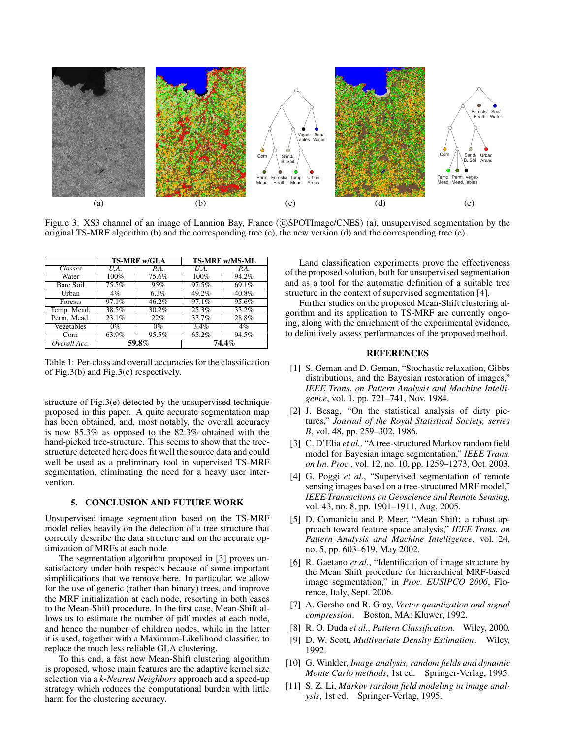(a) (b) (c) (d) (e)

Corn
Sand/ B. Soil
Perm. Mead.
Forests/ Heath
Temp. Mead.
Urban Areas
Veget- ables
Sea/ Water

Forests/ Heath
Sea/ Water
Corn
Sand/ B. Soil
Urban Areas
Temp. Mead.
Perm. Mead.
Veget- ables

Figure 3: XS3 channel of an image of Lannion Bay, France (©SPOTImage/CNES) (a), unsupervised segmentation by the original TS-MRF algorithm (b) and the corresponding tree (c), the new version (d) and the corresponding tree (e).

| | **TS-MRF w/GLA** | | **TS-MRF w/MS-ML** | |
|---|---|---|---|---|
| *Classes* | *U.A.* | *P.A.* | *U.A.* | *P.A.* |
| Water | 100% | 75.6% | 100% | 94.2% |
| Bare Soil | 75.5% | 95% | 97.5% | 69.1% |
| Urban | 4% | 6.3% | 49.2% | 40.8% |
| Forests | 97.1% | 46.2% | 97.1% | 95.6% |
| Temp. Mead. | 38.5% | 30.2% | 25.3% | 33.2% |
| Perm. Mead. | 23.1% | 22% | 33.7% | 28.8% |
| Vegetables | 0% | 0% | 3.4% | 4% |
| Corn | 63.9% | 95.5% | 65.2% | 94.5% |
| *Overall Acc.* | **59.8%** | | **74.4%** | |

Table 1: Per-class and overall accuracies for the classification of Fig.3(b) and Fig.3(c) respectively.

structure of Fig.3(e) detected by the unsupervised technique proposed in this paper. A quite accurate segmentation map has been obtained, and, most notably, the overall accuracy is now 85.3% as opposed to the 82.3% obtained with the hand-picked tree-structure. This seems to show that the tree-structure detected here does fit well the source data and could well be used as a preliminary tool in supervised TS-MRF segmentation, eliminating the need for a heavy user intervention.

## 5. CONCLUSION AND FUTURE WORK

Unsupervised image segmentation based on the TS-MRF model relies heavily on the detection of a tree structure that correctly describe the data structure and on the accurate optimization of MRFs at each node.

The segmentation algorithm proposed in [3] proves unsatisfactory under both respects because of some important simplifications that we remove here. In particular, we allow for the use of generic (rather than binary) trees, and improve the MRF initialization at each node, resorting in both cases to the Mean-Shift procedure. In the first case, Mean-Shift allows us to estimate the number of pdf modes at each node, and hence the number of children nodes, while in the latter it is used, together with a Maximum-Likelihood classifier, to replace the much less reliable GLA clustering.

To this end, a fast new Mean-Shift clustering algorithm is proposed, whose main features are the adaptive kernel size selection via a *k-Nearest Neighbors* approach and a speed-up strategy which reduces the computational burden with little harm for the clustering accuracy.

Land classification experiments prove the effectiveness of the proposed solution, both for unsupervised segmentation and as a tool for the automatic definition of a suitable tree structure in the context of supervised segmentation [4].

Further studies on the proposed Mean-Shift clustering algorithm and its application to TS-MRF are currently ongoing, along with the enrichment of the experimental evidence, to definitively assess performances of the proposed method.

## REFERENCES

[1] S. Geman and D. Geman, "Stochastic relaxation, Gibbs distributions, and the Bayesian restoration of images," *IEEE Trans. on Pattern Analysis and Machine Intelligence*, vol. 1, pp. 721–741, Nov. 1984.

[2] J. Besag, "On the statistical analysis of dirty pictures," *Journal of the Royal Statistical Society, series B*, vol. 48, pp. 259–302, 1986.

[3] C. D'Elia *et al.*, "A tree-structured Markov random field model for Bayesian image segmentation," *IEEE Trans. on Im. Proc.*, vol. 12, no. 10, pp. 1259–1273, Oct. 2003.

[4] G. Poggi *et al.*, "Supervised segmentation of remote sensing images based on a tree-structured MRF model," *IEEE Transactions on Geoscience and Remote Sensing*, vol. 43, no. 8, pp. 1901–1911, Aug. 2005.

[5] D. Comaniciu and P. Meer, "Mean Shift: a robust approach toward feature space analysis," *IEEE Trans. on Pattern Analysis and Machine Intelligence*, vol. 24, no. 5, pp. 603–619, May 2002.

[6] R. Gaetano *et al.*, "Identification of image structure by the Mean Shift procedure for hierarchical MRF-based image segmentation," in *Proc. EUSIPCO 2006*, Florence, Italy, Sept. 2006.

[7] A. Gersho and R. Gray, *Vector quantization and signal compression*. Boston, MA: Kluwer, 1992.

[8] R. O. Duda *et al.*, *Pattern Classification*. Wiley, 2000.

[9] D. W. Scott, *Multivariate Density Estimation*. Wiley, 1992.

[10] G. Winkler, *Image analysis, random fields and dynamic Monte Carlo methods*, 1st ed. Springer-Verlag, 1995.

[11] S. Z. Li, *Markov random field modeling in image analysis*, 1st ed. Springer-Verlag, 1995.